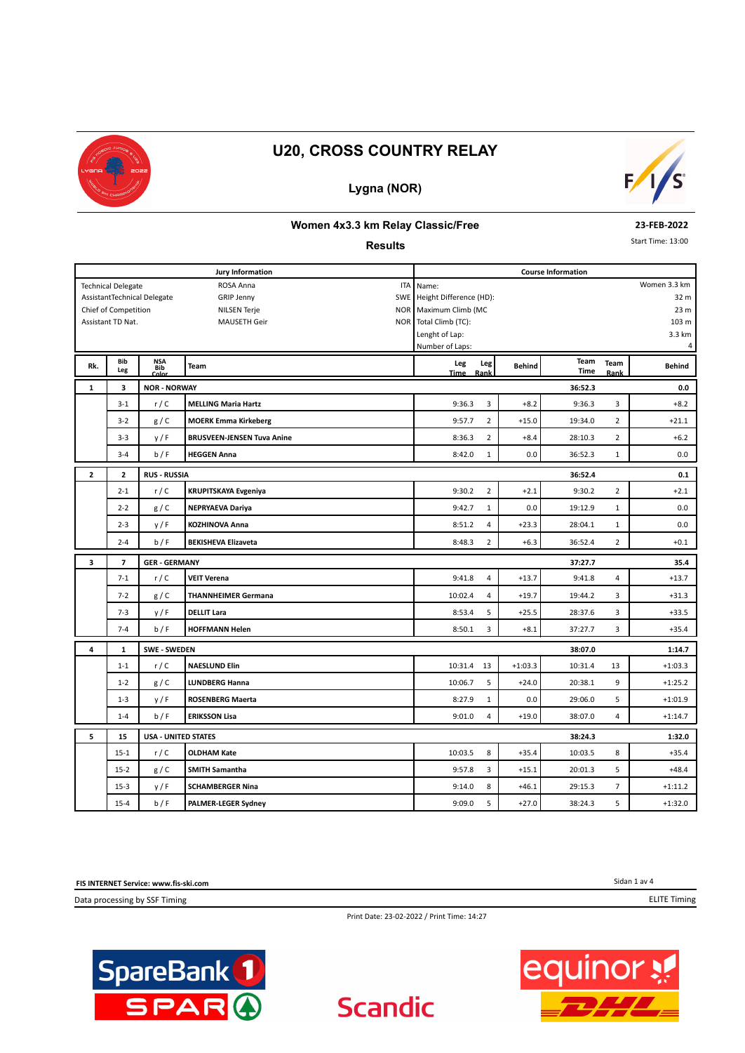# U20, CROSS COUNTRY RELAY

## Lygna (NOR)

### Women 4x3.3 km Relay Classic/Free

**Results**

23-FEB-2022

Start Time: 13:00

| Jury Information | | | Course Information | |
|---|---|---|---|---|
| Technical Delegate | ROSA Anna | ITA | Name: | Women 3.3 km |
| AssistantTechnical Delegate | GRIP Jenny | SWE | Height Difference (HD): | 32 m |
| Chief of Competition | NILSEN Terje | NOR | Maximum Climb (MC | 23 m |
| Assistant TD Nat. | MAUSETH Geir | NOR | Total Climb (TC): | 103 m |
| | | | Lenght of Lap: | 3.3 km |
| | | | Number of Laps: | 4 |

| Rk. | Bib Leg | NSA Bib Color | Team | Leg Time | Leg Rank | Behind | Team Time | Team Rank | Behind |
|---|---|---|---|---|---|---|---|---|---|
| **1** | **3** | **NOR - NORWAY** | | | | | **36:52.3** | | **0.0** |
| | 3-1 | r / C | **MELLING Maria Hartz** | 9:36.3 | 3 | +8.2 | 9:36.3 | 3 | +8.2 |
| | 3-2 | g / C | **MOERK Emma Kirkeberg** | 9:57.7 | 2 | +15.0 | 19:34.0 | 2 | +21.1 |
| | 3-3 | y / F | **BRUSVEEN-JENSEN Tuva Anine** | 8:36.3 | 2 | +8.4 | 28:10.3 | 2 | +6.2 |
| | 3-4 | b / F | **HEGGEN Anna** | 8:42.0 | 1 | 0.0 | 36:52.3 | 1 | 0.0 |
| **2** | **2** | **RUS - RUSSIA** | | | | | **36:52.4** | | **0.1** |
| | 2-1 | r / C | **KRUPITSKAYA Evgeniya** | 9:30.2 | 2 | +2.1 | 9:30.2 | 2 | +2.1 |
| | 2-2 | g / C | **NEPRYAEVA Dariya** | 9:42.7 | 1 | 0.0 | 19:12.9 | 1 | 0.0 |
| | 2-3 | y / F | **KOZHINOVA Anna** | 8:51.2 | 4 | +23.3 | 28:04.1 | 1 | 0.0 |
| | 2-4 | b / F | **BEKISHEVA Elizaveta** | 8:48.3 | 2 | +6.3 | 36:52.4 | 2 | +0.1 |
| **3** | **7** | **GER - GERMANY** | | | | | **37:27.7** | | **35.4** |
| | 7-1 | r / C | **VEIT Verena** | 9:41.8 | 4 | +13.7 | 9:41.8 | 4 | +13.7 |
| | 7-2 | g / C | **THANNHEIMER Germana** | 10:02.4 | 4 | +19.7 | 19:44.2 | 3 | +31.3 |
| | 7-3 | y / F | **DELLIT Lara** | 8:53.4 | 5 | +25.5 | 28:37.6 | 3 | +33.5 |
| | 7-4 | b / F | **HOFFMANN Helen** | 8:50.1 | 3 | +8.1 | 37:27.7 | 3 | +35.4 |
| **4** | **1** | **SWE - SWEDEN** | | | | | **38:07.0** | | **1:14.7** |
| | 1-1 | r / C | **NAESLUND Elin** | 10:31.4 | 13 | +1:03.3 | 10:31.4 | 13 | +1:03.3 |
| | 1-2 | g / C | **LUNDBERG Hanna** | 10:06.7 | 5 | +24.0 | 20:38.1 | 9 | +1:25.2 |
| | 1-3 | y / F | **ROSENBERG Maerta** | 8:27.9 | 1 | 0.0 | 29:06.0 | 5 | +1:01.9 |
| | 1-4 | b / F | **ERIKSSON Lisa** | 9:01.0 | 4 | +19.0 | 38:07.0 | 4 | +1:14.7 |
| **5** | **15** | **USA - UNITED STATES** | | | | | **38:24.3** | | **1:32.0** |
| | 15-1 | r / C | **OLDHAM Kate** | 10:03.5 | 8 | +35.4 | 10:03.5 | 8 | +35.4 |
| | 15-2 | g / C | **SMITH Samantha** | 9:57.8 | 3 | +15.1 | 20:01.3 | 5 | +48.4 |
| | 15-3 | y / F | **SCHAMBERGER Nina** | 9:14.0 | 8 | +46.1 | 29:15.3 | 7 | +1:11.2 |
| | 15-4 | b / F | **PALMER-LEGER Sydney** | 9:09.0 | 5 | +27.0 | 38:24.3 | 5 | +1:32.0 |

**FIS INTERNET Service: www.fis-ski.com**

Data processing by SSF Timing

ELITE Timing

Print Date: 23-02-2022 / Print Time: 14:27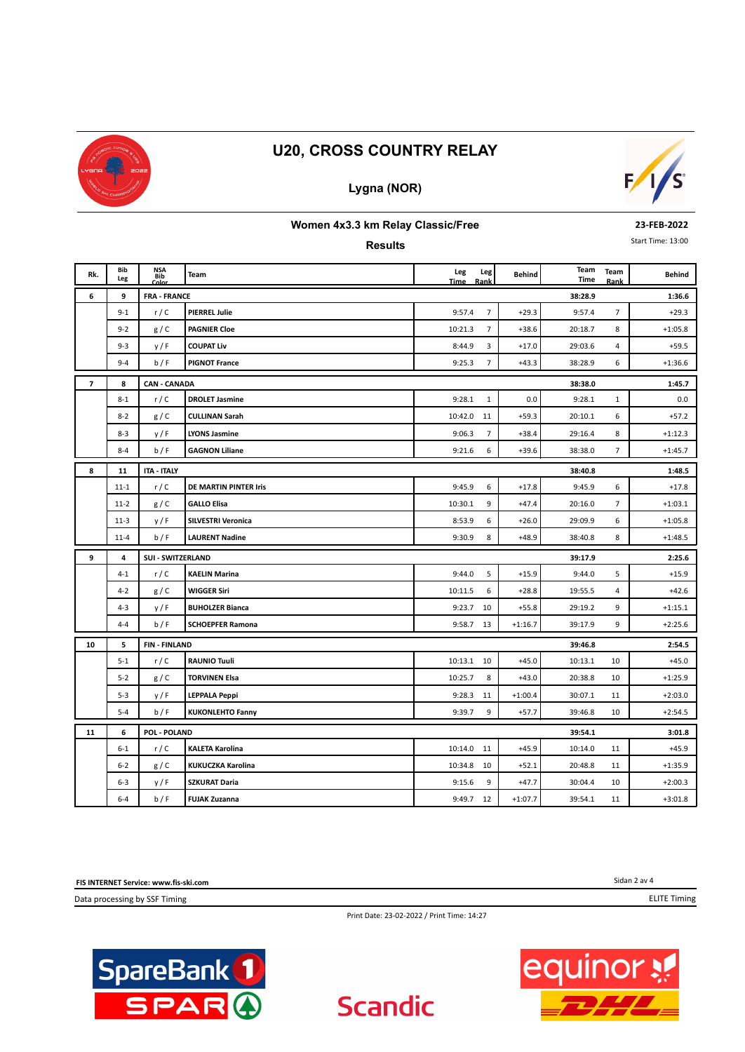# U20, CROSS COUNTRY RELAY

## Lygna (NOR)

### Women 4x3.3 km Relay Classic/Free

**23-FEB-2022**

### Results

Start Time: 13:00

| Rk. | Bib Leg | NSA Bib Color | Team | Leg Time | Leg Rank | Behind | Team Time | Team Rank | Behind |
|---|---|---|---|---|---|---|---|---|---|
| **6** | **9** | **FRA - FRANCE** | | | | | **38:28.9** | | **1:36.6** |
| | 9-1 | r / C | **PIERREL Julie** | 9:57.4 | 7 | +29.3 | 9:57.4 | 7 | +29.3 |
| | 9-2 | g / C | **PAGNIER Cloe** | 10:21.3 | 7 | +38.6 | 20:18.7 | 8 | +1:05.8 |
| | 9-3 | y / F | **COUPAT Liv** | 8:44.9 | 3 | +17.0 | 29:03.6 | 4 | +59.5 |
| | 9-4 | b / F | **PIGNOT France** | 9:25.3 | 7 | +43.3 | 38:28.9 | 6 | +1:36.6 |
| **7** | **8** | **CAN - CANADA** | | | | | **38:38.0** | | **1:45.7** |
| | 8-1 | r / C | **DROLET Jasmine** | 9:28.1 | 1 | 0.0 | 9:28.1 | 1 | 0.0 |
| | 8-2 | g / C | **CULLINAN Sarah** | 10:42.0 | 11 | +59.3 | 20:10.1 | 6 | +57.2 |
| | 8-3 | y / F | **LYONS Jasmine** | 9:06.3 | 7 | +38.4 | 29:16.4 | 8 | +1:12.3 |
| | 8-4 | b / F | **GAGNON Liliane** | 9:21.6 | 6 | +39.6 | 38:38.0 | 7 | +1:45.7 |
| **8** | **11** | **ITA - ITALY** | | | | | **38:40.8** | | **1:48.5** |
| | 11-1 | r / C | **DE MARTIN PINTER Iris** | 9:45.9 | 6 | +17.8 | 9:45.9 | 6 | +17.8 |
| | 11-2 | g / C | **GALLO Elisa** | 10:30.1 | 9 | +47.4 | 20:16.0 | 7 | +1:03.1 |
| | 11-3 | y / F | **SILVESTRI Veronica** | 8:53.9 | 6 | +26.0 | 29:09.9 | 6 | +1:05.8 |
| | 11-4 | b / F | **LAURENT Nadine** | 9:30.9 | 8 | +48.9 | 38:40.8 | 8 | +1:48.5 |
| **9** | **4** | **SUI - SWITZERLAND** | | | | | **39:17.9** | | **2:25.6** |
| | 4-1 | r / C | **KAELIN Marina** | 9:44.0 | 5 | +15.9 | 9:44.0 | 5 | +15.9 |
| | 4-2 | g / C | **WIGGER Siri** | 10:11.5 | 6 | +28.8 | 19:55.5 | 4 | +42.6 |
| | 4-3 | y / F | **BUHOLZER Bianca** | 9:23.7 | 10 | +55.8 | 29:19.2 | 9 | +1:15.1 |
| | 4-4 | b / F | **SCHOEPFER Ramona** | 9:58.7 | 13 | +1:16.7 | 39:17.9 | 9 | +2:25.6 |
| **10** | **5** | **FIN - FINLAND** | | | | | **39:46.8** | | **2:54.5** |
| | 5-1 | r / C | **RAUNIO Tuuli** | 10:13.1 | 10 | +45.0 | 10:13.1 | 10 | +45.0 |
| | 5-2 | g / C | **TORVINEN Elsa** | 10:25.7 | 8 | +43.0 | 20:38.8 | 10 | +1:25.9 |
| | 5-3 | y / F | **LEPPALA Peppi** | 9:28.3 | 11 | +1:00.4 | 30:07.1 | 11 | +2:03.0 |
| | 5-4 | b / F | **KUKONLEHTO Fanny** | 9:39.7 | 9 | +57.7 | 39:46.8 | 10 | +2:54.5 |
| **11** | **6** | **POL - POLAND** | | | | | **39:54.1** | | **3:01.8** |
| | 6-1 | r / C | **KALETA Karolina** | 10:14.0 | 11 | +45.9 | 10:14.0 | 11 | +45.9 |
| | 6-2 | g / C | **KUKUCZKA Karolina** | 10:34.8 | 10 | +52.1 | 20:48.8 | 11 | +1:35.9 |
| | 6-3 | y / F | **SZKURAT Daria** | 9:15.6 | 9 | +47.7 | 30:04.4 | 10 | +2:00.3 |
| | 6-4 | b / F | **FUJAK Zuzanna** | 9:49.7 | 12 | +1:07.7 | 39:54.1 | 11 | +3:01.8 |

**FIS INTERNET Service: www.fis-ski.com**

Data processing by SSF Timing

ELITE Timing

Print Date: 23-02-2022 / Print Time: 14:27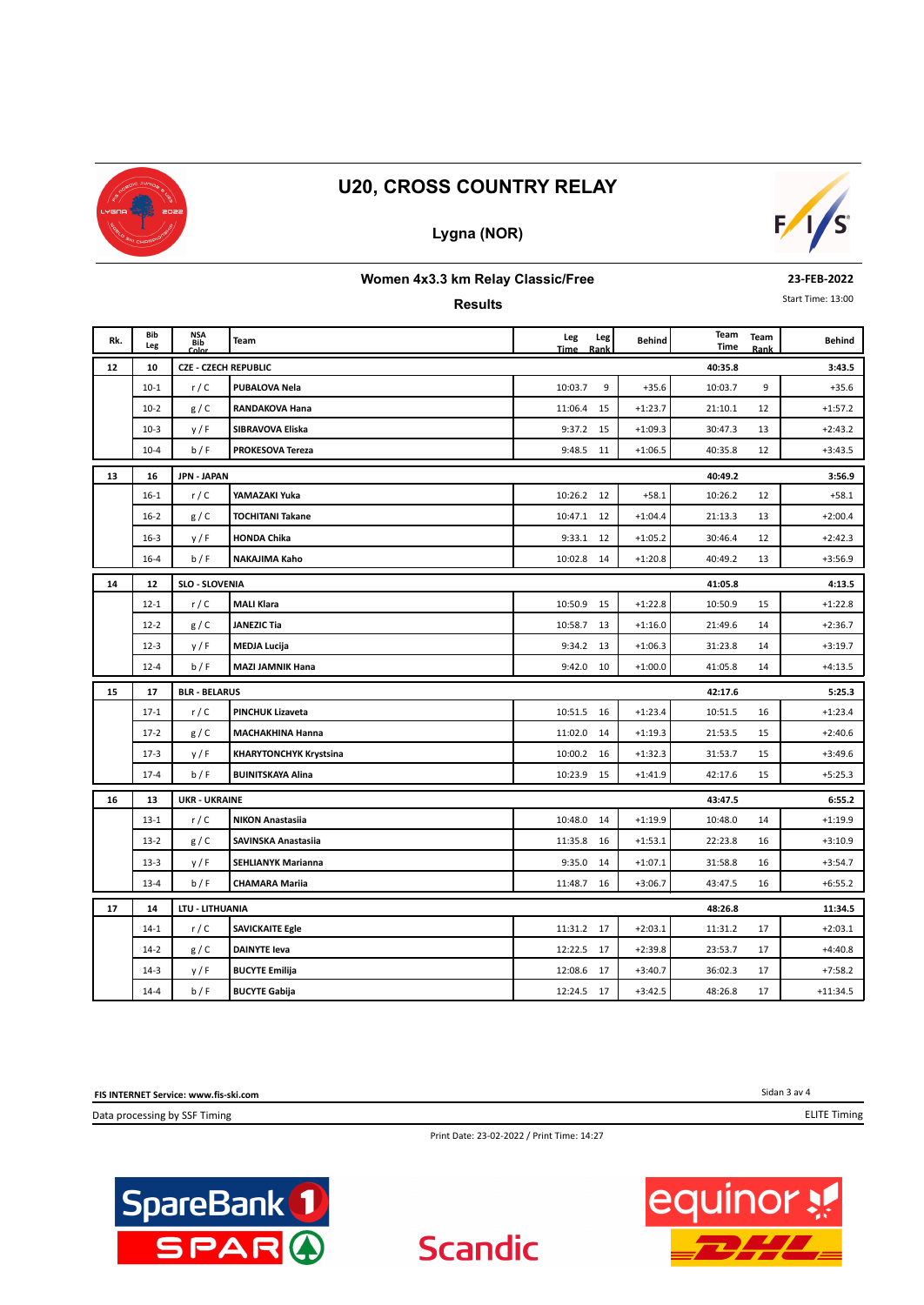# U20, CROSS COUNTRY RELAY

## Lygna (NOR)

### Women 4x3.3 km Relay Classic/Free

**23-FEB-2022**

Start Time: 13:00

### Results

| Rk. | Bib Leg | NSA Bib Color | Team | Leg Time | Leg Rank | Behind | Team Time | Team Rank | Behind |
|---|---|---|---|---|---|---|---|---|---|
| **12** | **10** | **CZE - CZECH REPUBLIC** | | | | | **40:35.8** | | **3:43.5** |
| | 10-1 | r / C | PUBALOVA Nela | 10:03.7 | 9 | +35.6 | 10:03.7 | 9 | +35.6 |
| | 10-2 | g / C | RANDAKOVA Hana | 11:06.4 | 15 | +1:23.7 | 21:10.1 | 12 | +1:57.2 |
| | 10-3 | y / F | SIBRAVOVA Eliska | 9:37.2 | 15 | +1:09.3 | 30:47.3 | 13 | +2:43.2 |
| | 10-4 | b / F | PROKESOVA Tereza | 9:48.5 | 11 | +1:06.5 | 40:35.8 | 12 | +3:43.5 |
| **13** | **16** | **JPN - JAPAN** | | | | | **40:49.2** | | **3:56.9** |
| | 16-1 | r / C | YAMAZAKI Yuka | 10:26.2 | 12 | +58.1 | 10:26.2 | 12 | +58.1 |
| | 16-2 | g / C | TOCHITANI Takane | 10:47.1 | 12 | +1:04.4 | 21:13.3 | 13 | +2:00.4 |
| | 16-3 | y / F | HONDA Chika | 9:33.1 | 12 | +1:05.2 | 30:46.4 | 12 | +2:42.3 |
| | 16-4 | b / F | NAKAJIMA Kaho | 10:02.8 | 14 | +1:20.8 | 40:49.2 | 13 | +3:56.9 |
| **14** | **12** | **SLO - SLOVENIA** | | | | | **41:05.8** | | **4:13.5** |
| | 12-1 | r / C | MALI Klara | 10:50.9 | 15 | +1:22.8 | 10:50.9 | 15 | +1:22.8 |
| | 12-2 | g / C | JANEZIC Tia | 10:58.7 | 13 | +1:16.0 | 21:49.6 | 14 | +2:36.7 |
| | 12-3 | y / F | MEDJA Lucija | 9:34.2 | 13 | +1:06.3 | 31:23.8 | 14 | +3:19.7 |
| | 12-4 | b / F | MAZI JAMNIK Hana | 9:42.0 | 10 | +1:00.0 | 41:05.8 | 14 | +4:13.5 |
| **15** | **17** | **BLR - BELARUS** | | | | | **42:17.6** | | **5:25.3** |
| | 17-1 | r / C | PINCHUK Lizaveta | 10:51.5 | 16 | +1:23.4 | 10:51.5 | 16 | +1:23.4 |
| | 17-2 | g / C | MACHAKHINA Hanna | 11:02.0 | 14 | +1:19.3 | 21:53.5 | 15 | +2:40.6 |
| | 17-3 | y / F | KHARYTONCHYK Krystsina | 10:00.2 | 16 | +1:32.3 | 31:53.7 | 15 | +3:49.6 |
| | 17-4 | b / F | BUINITSKAYA Alina | 10:23.9 | 15 | +1:41.9 | 42:17.6 | 15 | +5:25.3 |
| **16** | **13** | **UKR - UKRAINE** | | | | | **43:47.5** | | **6:55.2** |
| | 13-1 | r / C | NIKON Anastasiia | 10:48.0 | 14 | +1:19.9 | 10:48.0 | 14 | +1:19.9 |
| | 13-2 | g / C | SAVINSKA Anastasiia | 11:35.8 | 16 | +1:53.1 | 22:23.8 | 16 | +3:10.9 |
| | 13-3 | y / F | SEHLIANYK Marianna | 9:35.0 | 14 | +1:07.1 | 31:58.8 | 16 | +3:54.7 |
| | 13-4 | b / F | CHAMARA Mariia | 11:48.7 | 16 | +3:06.7 | 43:47.5 | 16 | +6:55.2 |
| **17** | **14** | **LTU - LITHUANIA** | | | | | **48:26.8** | | **11:34.5** |
| | 14-1 | r / C | SAVICKAITE Egle | 11:31.2 | 17 | +2:03.1 | 11:31.2 | 17 | +2:03.1 |
| | 14-2 | g / C | DAINYTE Ieva | 12:22.5 | 17 | +2:39.8 | 23:53.7 | 17 | +4:40.8 |
| | 14-3 | y / F | BUCYTE Emilija | 12:08.6 | 17 | +3:40.7 | 36:02.3 | 17 | +7:58.2 |
| | 14-4 | b / F | BUCYTE Gabija | 12:24.5 | 17 | +3:42.5 | 48:26.8 | 17 | +11:34.5 |

**FIS INTERNET Service: www.fis-ski.com**

Data processing by SSF Timing

ELITE Timing

Print Date: 23-02-2022 / Print Time: 14:27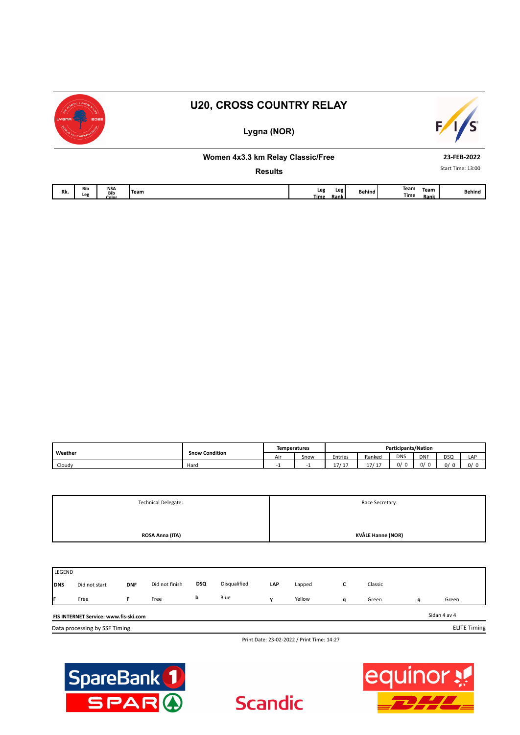# U20, CROSS COUNTRY RELAY

## Lygna (NOR)

### Women 4x3.3 km Relay Classic/Free

**23-FEB-2022**

**Results**

Start Time: 13:00

| Rk. | Bib Leg | NSA Bib Color | Team | Leg Time | Leg Rank | Behind | Team Time | Team Rank | Behind |
|---|---|---|---|---|---|---|---|---|---|

| Weather | Snow Condition | Temperatures | | Participants/Nation | | | | | |
|---|---|---|---|---|---|---|---|---|---|
| | | Air | Snow | Entries | Ranked | DNS | DNF | DSQ | LAP |
| Cloudy | Hard | -1 | -1 | 17/ 17 | 17/ 17 | 0/ 0 | 0/ 0 | 0/ 0 | 0/ 0 |

| Technical Delegate: | Race Secretary: |
|---|---|
| **ROSA Anna (ITA)** | **KVÅLE Hanne (NOR)** |

LEGEND

| | | | | | | | | | | | |
|---|---|---|---|---|---|---|---|---|---|---|---|
| **DNS** | Did not start | **DNF** | Did not finish | **DSQ** | Disqualified | **LAP** | Lapped | **C** | Classic | | |
| **F** | Free | **F** | Free | **b** | Blue | **y** | Yellow | **q** | Green | **q** | Green |

**FIS INTERNET Service: www.fis-ski.com**

Data processing by SSF Timing

ELITE Timing

Print Date: 23-02-2022 / Print Time: 14:27